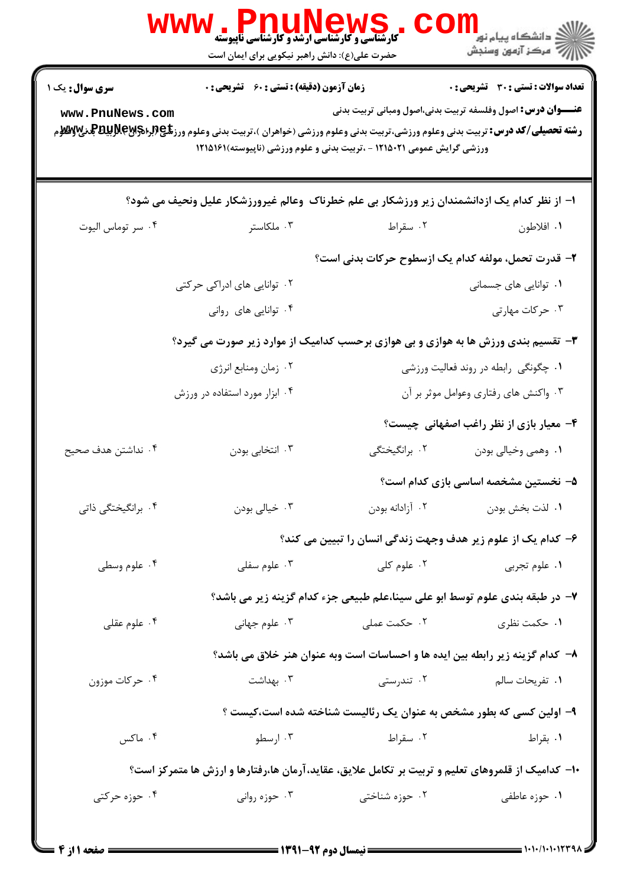**سری سوال:** یک ۱

**زمان آزمون (دقیقه) : تستی : ۶۰ تشریحی : ۰**

**تعداد سوالات : تستی : ۳۰ تشریحی : ۰**

**عنـــوان درس:** اصول وفلسفه تربیت بدنی،اصول ومبانی تربیت بدنی

**رشته تحصیلی/کد درس:** تربیت بدنی وعلوم ورزشی،تربیت بدنی وعلوم ورزشی (خواهران )،تربیت بدنی وعلوم ورزشی (برادران )،تربیت بدنی وعلوم ورزشی گرایش عمومی ۱۲۱۵۰۲۱ - ،تربیت بدنی و علوم ورزشی (ناپیوسته)۱۲۱۵۱۶۱

۱- از نظر کدام یک ازدانشمندان زیر ورزشکار بی علم خطرناک وعالم غیرورزشکار علیل ونحیف می شود؟

۱. افلاطون
۲. سقراط
۳. ملکاستر
۴. سر توماس الیوت

۲- قدرت تحمل، مولفه کدام یک ازسطوح حرکات بدنی است؟

۱. توانایی های جسمانی
۲. توانایی های ادراکی حرکتی
۳. حرکات مهارتی
۴. توانایی های روانی

۳- تقسیم بندی ورزش ها به هوازی و بی هوازی برحسب کدامیک از موارد زیر صورت می گیرد؟

۱. چگونگی رابطه در روند فعالیت ورزشی
۲. زمان ومنابع انرژی
۳. واکنش های رفتاری وعوامل موثر بر آن
۴. ابزار مورد استفاده در ورزش

۴- معیار بازی از نظر راغب اصفهانی چیست؟

۱. وهمی وخیالی بودن
۲. برانگیختگی
۳. انتخابی بودن
۴. نداشتن هدف صحیح

۵- نخستین مشخصه اساسی بازی کدام است؟

۱. لذت بخش بودن
۲. آزادانه بودن
۳. خیالی بودن
۴. برانگیختگی ذاتی

۶- کدام یک از علوم زیر هدف وجهت زندگی انسان را تبیین می کند؟

۱. علوم تجربی
۲. علوم کلی
۳. علوم سفلی
۴. علوم وسطی

۷- در طبقه بندی علوم توسط ابو علی سینا،علم طبیعی جزء کدام گزینه زیر می باشد؟

۱. حکمت نظری
۲. حکمت عملی
۳. علوم جهانی
۴. علوم عقلی

۸- کدام گزینه زیر رابطه بین ایده ها و احساسات است وبه عنوان هنر خلاق می باشد؟

۱. تفریحات سالم
۲. تندرستی
۳. بهداشت
۴. حرکات موزون

۹- اولین کسی که بطور مشخص به عنوان یک رئالیست شناخته شده است،کیست ؟

۱. بقراط
۲. سقراط
۳. ارسطو
۴. ماکس

۱۰- کدامیک از قلمروهای تعلیم و تربیت بر تکامل علایق، عقاید،آرمان ها،رفتارها و ارزش ها متمرکز است؟

۱. حوزه عاطفی
۲. حوزه شناختی
۳. حوزه روانی
۴. حوزه حرکتی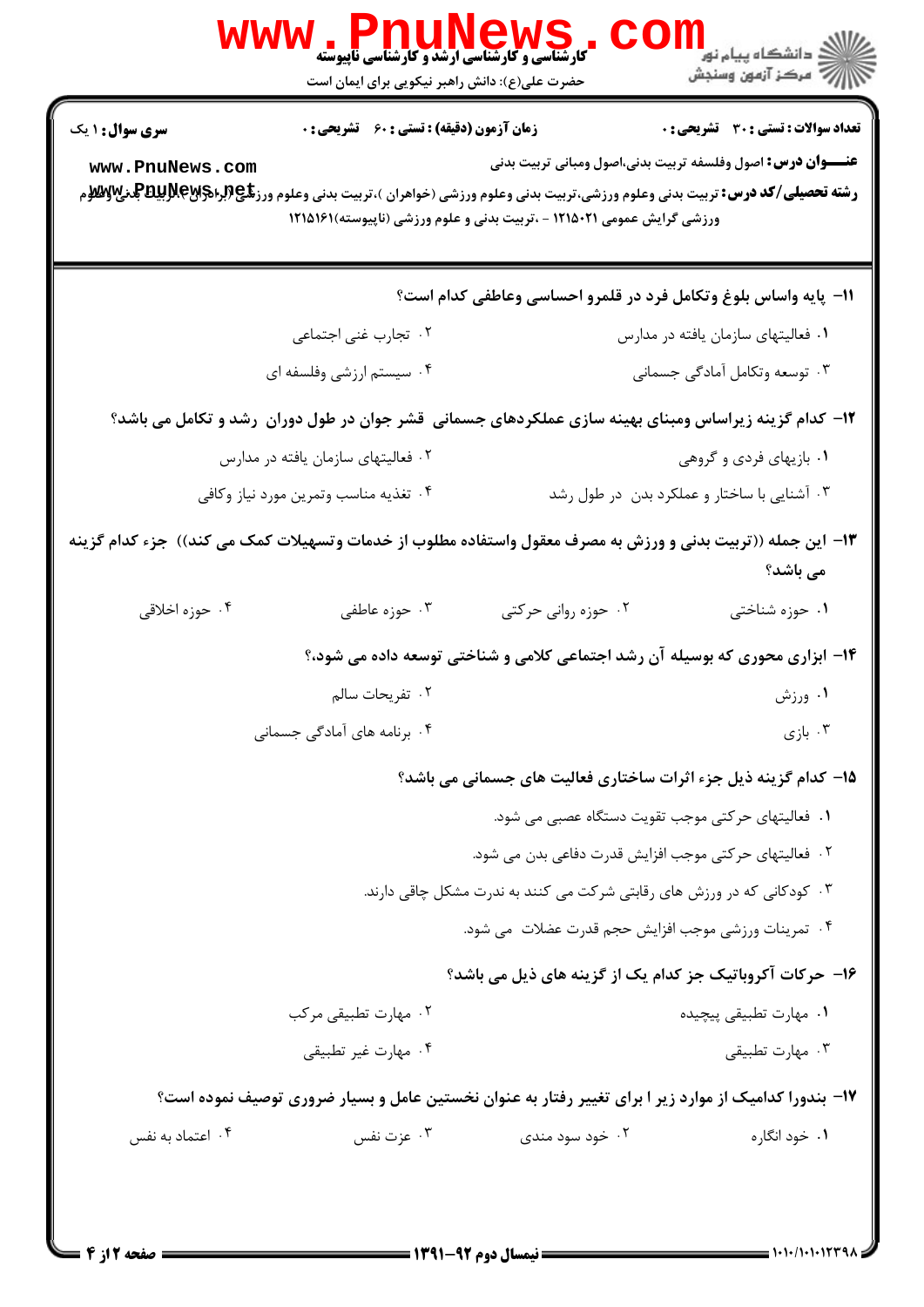**سری سوال:** ۱ یک

**زمان آزمون (دقیقه) : تستی : ۶۰ تشریحی : ۰**

**تعداد سوالات : تستی : ۳۰ تشریحی : ۰**

**عنـــوان درس:** اصول وفلسفه تربیت بدنی،اصول ومبانی تربیت بدنی

**رشته تحصیلی/کد درس:** تربیت بدنی وعلوم ورزشی،تربیت بدنی وعلوم ورزشی (خواهران )،تربیت بدنی وعلوم ورزشی (برادران )،تربیت بدنی وعلوم ورزشی گرایش عمومی ۱۲۱۵۰۲۱ - ،تربیت بدنی و علوم ورزشی (ناپیوسته)۱۲۱۵۱۶۱

**۱۱- پایه واساس بلوغ وتکامل فرد در قلمرو احساسی وعاطفی کدام است؟**

۱. فعالیتهای سازمان یافته در مدارس
۲. تجارب غنی اجتماعی
۳. توسعه وتکامل آمادگی جسمانی
۴. سیستم ارزشی وفلسفه ای

**۱۲- کدام گزینه زیراساس ومبنای بهینه سازی عملکردهای جسمانی قشر جوان در طول دوران رشد و تکامل می باشد؟**

۱. بازیهای فردی و گروهی
۲. فعالیتهای سازمان یافته در مدارس
۳. آشنایی با ساختار و عملکرد بدن در طول رشد
۴. تغذیه مناسب وتمرین مورد نیاز وکافی

**۱۳- این جمله ((تربیت بدنی و ورزش به مصرف معقول واستفاده مطلوب از خدمات وتسهیلات کمک می کند)) جزء کدام گزینه می باشد؟**

۱. حوزه شناختی
۲. حوزه روانی حرکتی
۳. حوزه عاطفی
۴. حوزه اخلاقی

**۱۴- ابزاری محوری که بوسیله آن رشد اجتماعی کلامی و شناختی توسعه داده می شود،؟**

۱. ورزش
۲. تفریحات سالم
۳. بازی
۴. برنامه های آمادگی جسمانی

**۱۵- کدام گزینه ذیل جزء اثرات ساختاری فعالیت های جسمانی می باشد؟**

۱. فعالیتهای حرکتی موجب تقویت دستگاه عصبی می شود.
۲. فعالیتهای حرکتی موجب افزایش قدرت دفاعی بدن می شود.
۳. کودکانی که در ورزش های رقابتی شرکت می کنند به ندرت مشکل چاقی دارند.
۴. تمرینات ورزشی موجب افزایش حجم قدرت عضلات می شود.

**۱۶- حرکات آکروباتیک جز کدام یک از گزینه های ذیل می باشد؟**

۱. مهارت تطبیقی پیچیده
۲. مهارت تطبیقی مرکب
۳. مهارت تطبیقی
۴. مهارت غیر تطبیقی

**۱۷- بندورا کدامیک از موارد زیر ا برای تغییر رفتار به عنوان نخستین عامل و بسیار ضروری توصیف نموده است؟**

۱. خود انگاره
۲. خود سود مندی
۳. عزت نفس
۴. اعتماد به نفس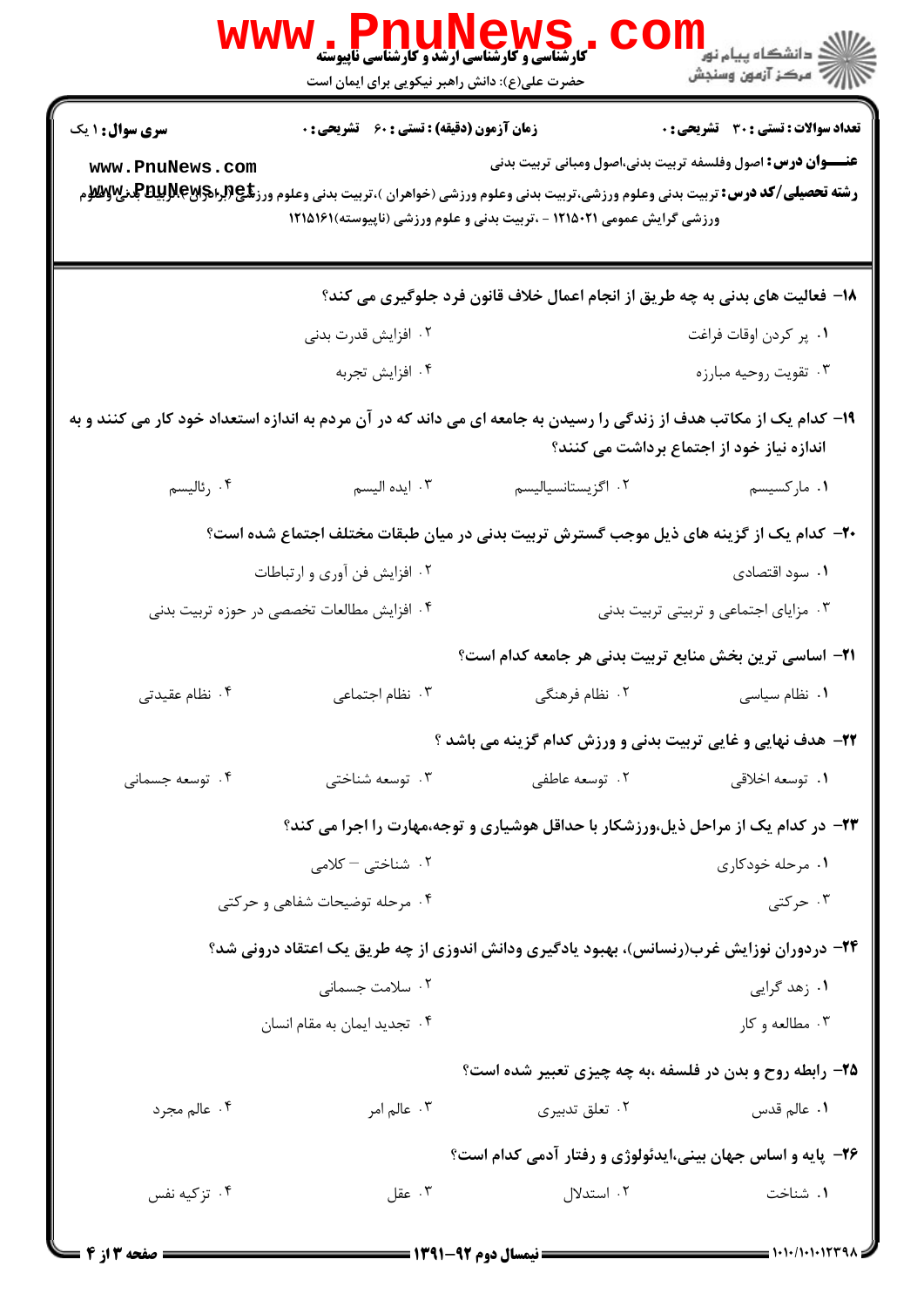**سری سوال:** ۱ یک

**زمان آزمون (دقیقه) :** تستی : ۶۰ تشریحی : ۰

**تعداد سوالات :** تستی : ۳۰ تشریحی : ۰

**عنـــوان درس:** اصول وفلسفه تربیت بدنی،اصول ومبانی تربیت بدنی

**رشته تحصیلی/کد درس:** تربیت بدنی وعلوم ورزشی،تربیت بدنی وعلوم ورزشی (خواهران )،تربیت بدنی وعلوم ورزشی (برادران )،تربیت بدنی وعلوم ورزشی گرایش عمومی ۱۲۱۵۰۲۱ - ،تربیت بدنی و علوم ورزشی (ناپیوسته)۱۲۱۵۱۶۱

---

**۱۸- فعالیت های بدنی به چه طریق از انجام اعمال خلاف قانون فرد جلوگیری می کند؟**

۱. پر کردن اوقات فراغت

۲. افزایش قدرت بدنی

۳. تقویت روحیه مبارزه

۴. افزایش تجربه

**۱۹- کدام یک از مکاتب هدف از زندگی را رسیدن به جامعه ای می داند که در آن مردم به اندازه استعداد خود کار می کنند و به اندازه نیاز خود از اجتماع برداشت می کنند؟**

۱. مارکسیسم

۲. اگزیستانسیالیسم

۳. ایده الیسم

۴. رئالیسم

**۲۰- کدام یک از گزینه های ذیل موجب گسترش تربیت بدنی در میان طبقات مختلف اجتماع شده است؟**

۱. سود اقتصادی

۲. افزایش فن آوری و ارتباطات

۳. مزایای اجتماعی و تربیتی تربیت بدنی

۴. افزایش مطالعات تخصصی در حوزه تربیت بدنی

**۲۱- اساسی ترین بخش منابع تربیت بدنی هر جامعه کدام است؟**

۱. نظام سیاسی

۲. نظام فرهنگی

۳. نظام اجتماعی

۴. نظام عقیدتی

**۲۲- هدف نهایی و غایی تربیت بدنی و ورزش کدام گزینه می باشد ؟**

۱. توسعه اخلاقی

۲. توسعه عاطفی

۳. توسعه شناختی

۴. توسعه جسمانی

**۲۳- در کدام یک از مراحل ذیل،ورزشکار با حداقل هوشیاری و توجه،مهارت را اجرا می کند؟**

۱. مرحله خودکاری

۲. شناختی – کلامی

۳. حرکتی

۴. مرحله توضیحات شفاهی و حرکتی

**۲۴- دردوران نوزایش غرب(رنسانس)، بهبود یادگیری ودانش اندوزی از چه طریق یک اعتقاد درونی شد؟**

۱. زهد گرایی

۲. سلامت جسمانی

۳. مطالعه و کار

۴. تجدید ایمان به مقام انسان

**۲۵- رابطه روح و بدن در فلسفه ،به چه چیزی تعبیر شده است؟**

۱. عالم قدس

۲. تعلق تدبیری

۳. عالم امر

۴. عالم مجرد

**۲۶- پایه و اساس جهان بینی،ایدئولوژی و رفتار آدمی کدام است؟**

۱. شناخت

۲. استدلال

۳. عقل

۴. تزکیه نفس

---

نیمسال دوم ۹۲-۱۳۹۱

۱۰۱۰/۱۰۱۰۱۲۳۹۸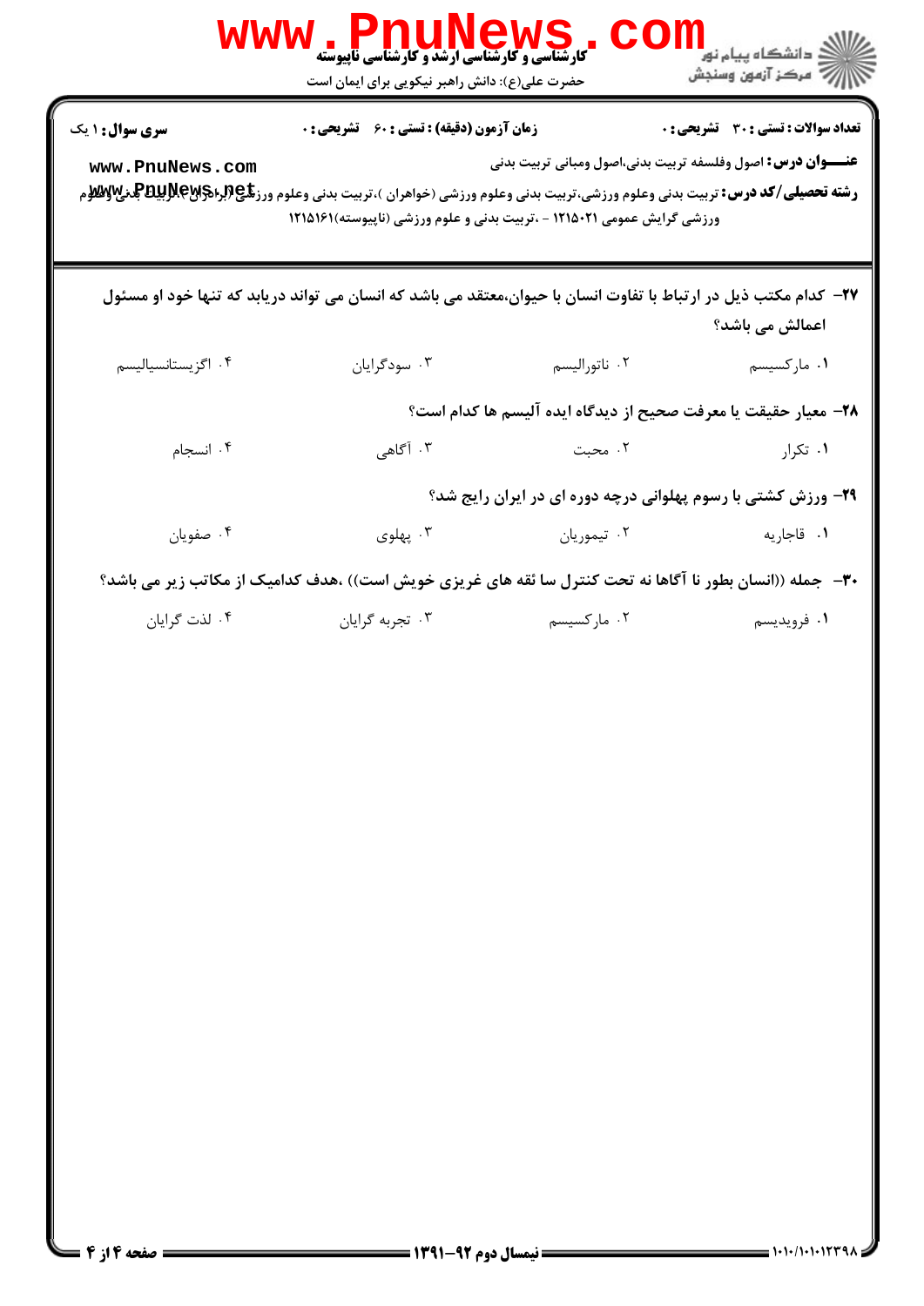۲۷- کدام مکتب ذیل در ارتباط با تفاوت انسان با حیوان،معتقد می باشد که انسان می تواند دریابد که تنها خود او مسئول اعمالش می باشد؟

۱. مارکسیسم
۲. ناتورالیسم
۳. سودگرایان
۴. اگزیستانسیالیسم

۲۸- معیار حقیقت یا معرفت صحیح از دیدگاه ایده آلیسم ها کدام است؟

۱. تکرار
۲. محبت
۳. آگاهی
۴. انسجام

۲۹- ورزش کشتی با رسوم پهلوانی درچه دوره ای در ایران رایج شد؟

۱. قاجاریه
۲. تیموریان
۳. پهلوی
۴. صفویان

۳۰- جمله ((انسان بطور نا آگاها نه تحت کنترل سا ئقه های غریزی خویش است)) ،هدف کدامیک از مکاتب زیر می باشد؟

۱. فرویدیسم
۲. مارکسیسم
۳. تجربه گرایان
۴. لذت گرایان